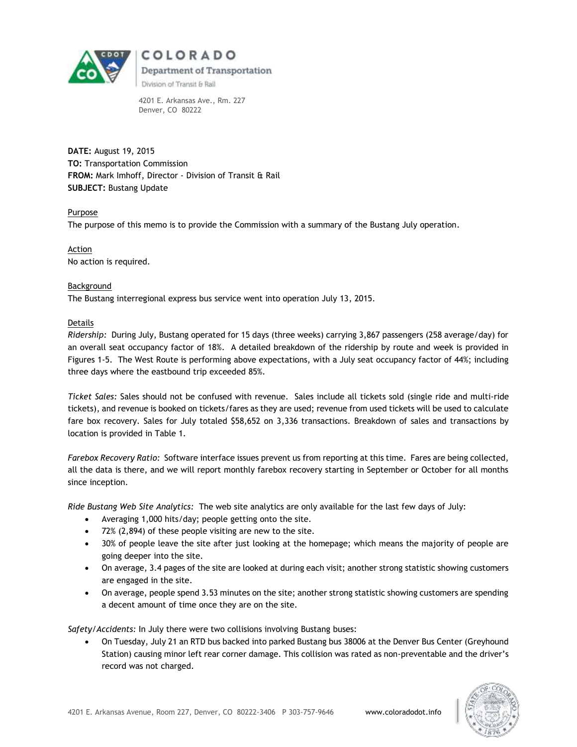COLORADO

Department of Transportation

Division of Transit & Rail

4201 E. Arkansas Ave., Rm. 227
Denver, CO 80222

**DATE:** August 19, 2015
**TO:** Transportation Commission
**FROM:** Mark Imhoff, Director - Division of Transit & Rail
**SUBJECT:** Bustang Update

## Purpose

The purpose of this memo is to provide the Commission with a summary of the Bustang July operation.

## Action

No action is required.

## Background

The Bustang interregional express bus service went into operation July 13, 2015.

## Details

*Ridership:* During July, Bustang operated for 15 days (three weeks) carrying 3,867 passengers (258 average/day) for an overall seat occupancy factor of 18%. A detailed breakdown of the ridership by route and week is provided in Figures 1-5. The West Route is performing above expectations, with a July seat occupancy factor of 44%; including three days where the eastbound trip exceeded 85%.

*Ticket Sales:* Sales should not be confused with revenue. Sales include all tickets sold (single ride and multi-ride tickets), and revenue is booked on tickets/fares as they are used; revenue from used tickets will be used to calculate fare box recovery. Sales for July totaled $58,652 on 3,336 transactions. Breakdown of sales and transactions by location is provided in Table 1.

*Farebox Recovery Ratio:* Software interface issues prevent us from reporting at this time. Fares are being collected, all the data is there, and we will report monthly farebox recovery starting in September or October for all months since inception.

*Ride Bustang Web Site Analytics:* The web site analytics are only available for the last few days of July:

- Averaging 1,000 hits/day; people getting onto the site.
- 72% (2,894) of these people visiting are new to the site.
- 30% of people leave the site after just looking at the homepage; which means the majority of people are going deeper into the site.
- On average, 3.4 pages of the site are looked at during each visit; another strong statistic showing customers are engaged in the site.
- On average, people spend 3.53 minutes on the site; another strong statistic showing customers are spending a decent amount of time once they are on the site.

*Safety/Accidents:* In July there were two collisions involving Bustang buses:

- On Tuesday, July 21 an RTD bus backed into parked Bustang bus 38006 at the Denver Bus Center (Greyhound Station) causing minor left rear corner damage. This collision was rated as non-preventable and the driver's record was not charged.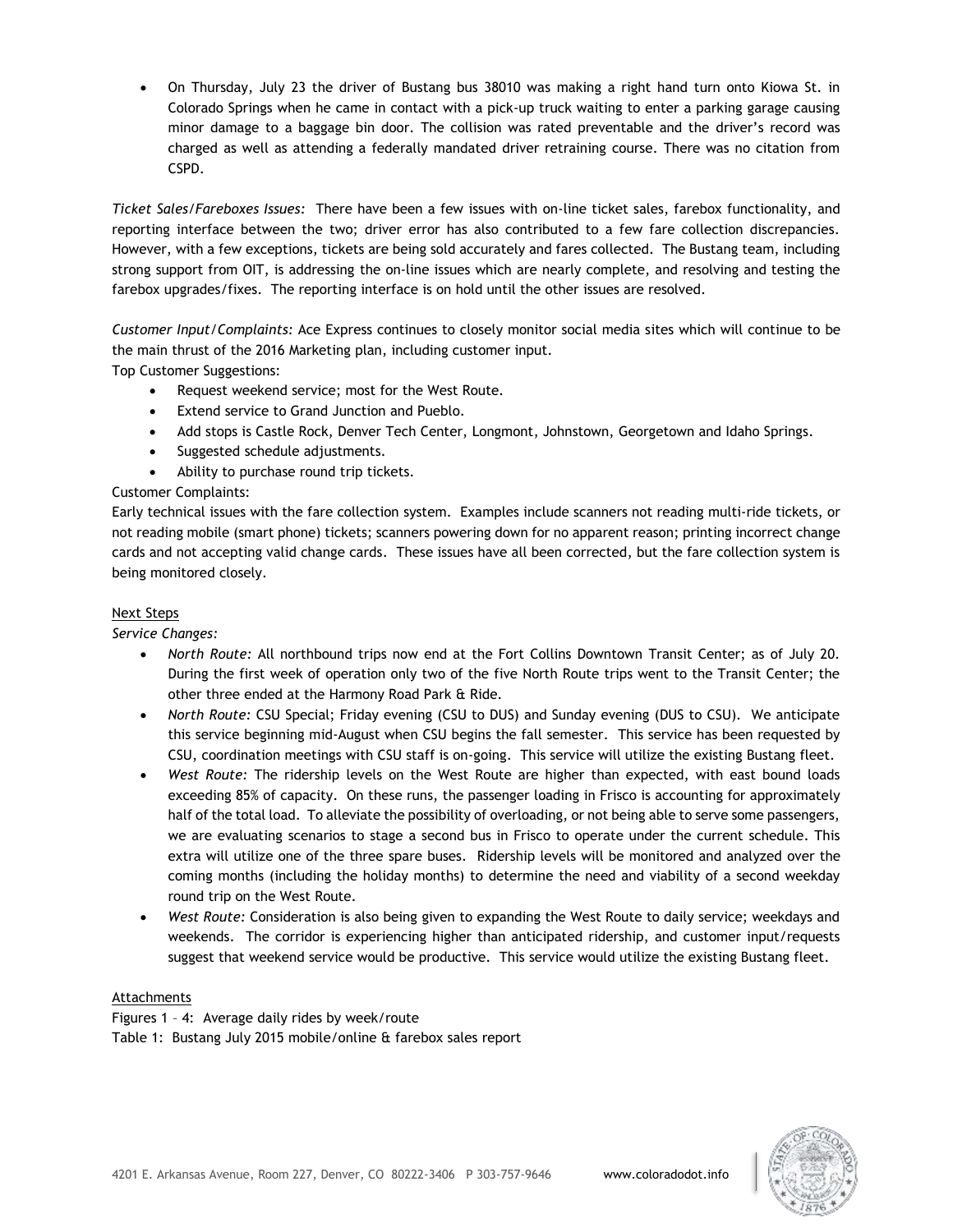- On Thursday, July 23 the driver of Bustang bus 38010 was making a right hand turn onto Kiowa St. in Colorado Springs when he came in contact with a pick-up truck waiting to enter a parking garage causing minor damage to a baggage bin door. The collision was rated preventable and the driver's record was charged as well as attending a federally mandated driver retraining course. There was no citation from CSPD.

*Ticket Sales/Fareboxes Issues:* There have been a few issues with on-line ticket sales, farebox functionality, and reporting interface between the two; driver error has also contributed to a few fare collection discrepancies. However, with a few exceptions, tickets are being sold accurately and fares collected. The Bustang team, including strong support from OIT, is addressing the on-line issues which are nearly complete, and resolving and testing the farebox upgrades/fixes. The reporting interface is on hold until the other issues are resolved.

*Customer Input/Complaints:* Ace Express continues to closely monitor social media sites which will continue to be the main thrust of the 2016 Marketing plan, including customer input.

Top Customer Suggestions:

- Request weekend service; most for the West Route.
- Extend service to Grand Junction and Pueblo.
- Add stops is Castle Rock, Denver Tech Center, Longmont, Johnstown, Georgetown and Idaho Springs.
- Suggested schedule adjustments.
- Ability to purchase round trip tickets.

Customer Complaints:

Early technical issues with the fare collection system. Examples include scanners not reading multi-ride tickets, or not reading mobile (smart phone) tickets; scanners powering down for no apparent reason; printing incorrect change cards and not accepting valid change cards. These issues have all been corrected, but the fare collection system is being monitored closely.

<u>Next Steps</u>

*Service Changes:*

- *North Route:* All northbound trips now end at the Fort Collins Downtown Transit Center; as of July 20. During the first week of operation only two of the five North Route trips went to the Transit Center; the other three ended at the Harmony Road Park & Ride.
- *North Route:* CSU Special; Friday evening (CSU to DUS) and Sunday evening (DUS to CSU). We anticipate this service beginning mid-August when CSU begins the fall semester. This service has been requested by CSU, coordination meetings with CSU staff is on-going. This service will utilize the existing Bustang fleet.
- *West Route:* The ridership levels on the West Route are higher than expected, with east bound loads exceeding 85% of capacity. On these runs, the passenger loading in Frisco is accounting for approximately half of the total load. To alleviate the possibility of overloading, or not being able to serve some passengers, we are evaluating scenarios to stage a second bus in Frisco to operate under the current schedule. This extra will utilize one of the three spare buses. Ridership levels will be monitored and analyzed over the coming months (including the holiday months) to determine the need and viability of a second weekday round trip on the West Route.
- *West Route:* Consideration is also being given to expanding the West Route to daily service; weekdays and weekends. The corridor is experiencing higher than anticipated ridership, and customer input/requests suggest that weekend service would be productive. This service would utilize the existing Bustang fleet.

<u>Attachments</u>

Figures 1 – 4: Average daily rides by week/route

Table 1: Bustang July 2015 mobile/online & farebox sales report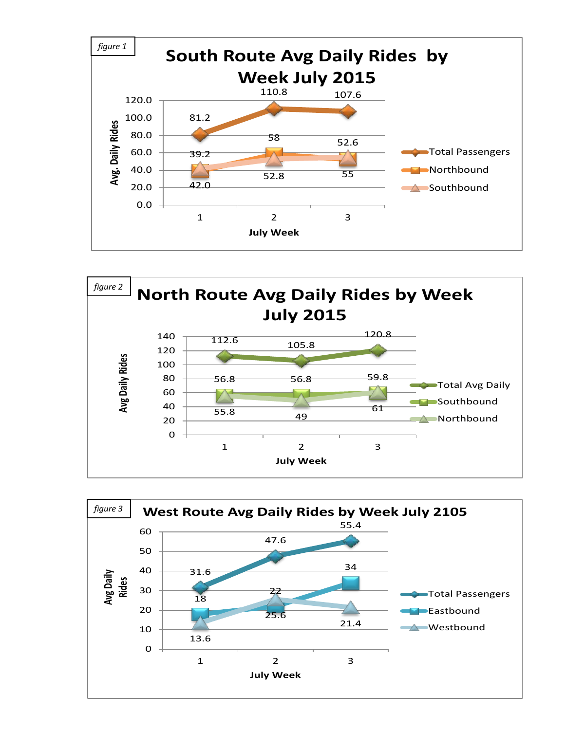*figure 1*

## South Route Avg Daily Rides by Week July 2015

| July Week | Total Passengers | Northbound | Southbound |
|---|---|---|---|
| 1 | 81.2 | 39.2 | 42.0 |
| 2 | 110.8 | 58 | 52.8 |
| 3 | 107.6 | 52.6 | 55 |

*figure 2*

## North Route Avg Daily Rides by Week July 2015

| July Week | Total Avg Daily | Southbound | Northbound |
|---|---|---|---|
| 1 | 112.6 | 56.8 | 55.8 |
| 2 | 105.8 | 56.8 | 49 |
| 3 | 120.8 | 59.8 | 61 |

*figure 3*

## West Route Avg Daily Rides by Week July 2105

| July Week | Total Passengers | Eastbound | Westbound |
|---|---|---|---|
| 1 | 31.6 | 18 | 13.6 |
| 2 | 47.6 | 22 | 25.6 |
| 3 | 55.4 | 34 | 21.4 |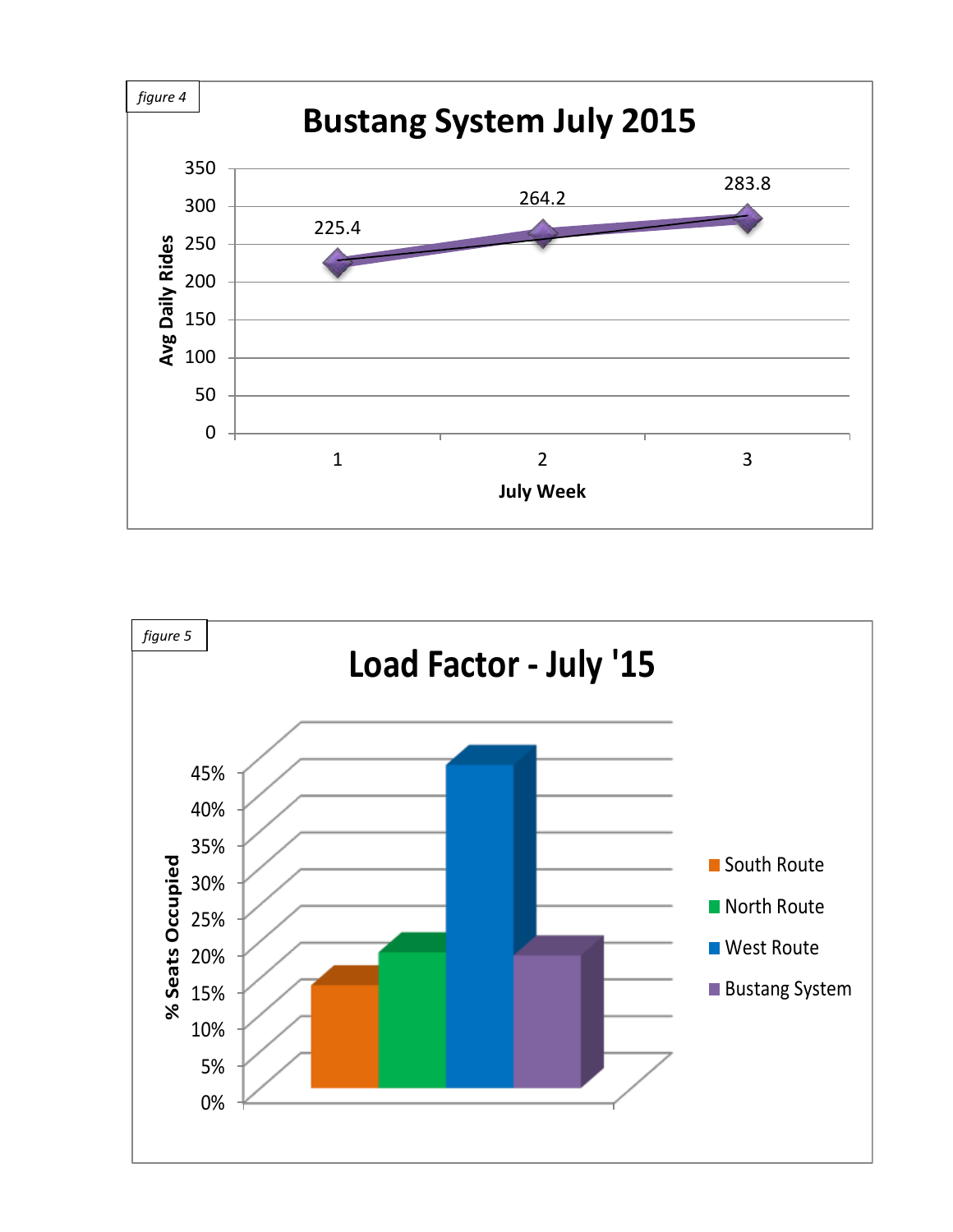figure 4

**Bustang System July 2015**

| July Week | Avg Daily Rides |
| --- | --- |
| 1 | 225.4 |
| 2 | 264.2 |
| 3 | 283.8 |

figure 5

**Load Factor - July '15**

% Seats Occupied

- South Route
- North Route
- West Route
- Bustang System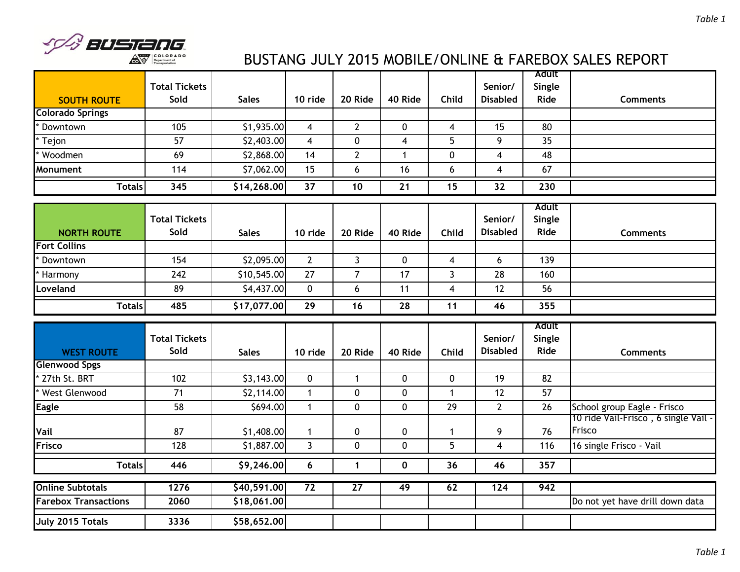# BUSTANG JULY 2015 MOBILE/ONLINE & FAREBOX SALES REPORT

| SOUTH ROUTE | Total Tickets Sold | Sales | 10 ride | 20 Ride | 40 Ride | Child | Senior/ Disabled | Adult Single Ride | Comments |
|---|---|---|---|---|---|---|---|---|---|
| **Colorado Springs** | | | | | | | | | |
| * Downtown | 105 | $1,935.00 | 4 | 2 | 0 | 4 | 15 | 80 | |
| * Tejon | 57 | $2,403.00 | 4 | 0 | 4 | 5 | 9 | 35 | |
| * Woodmen | 69 | $2,868.00 | 14 | 2 | 1 | 0 | 4 | 48 | |
| **Monument** | 114 | $7,062.00 | 15 | 6 | 16 | 6 | 4 | 67 | |
| **Totals** | **345** | **$14,268.00** | **37** | **10** | **21** | **15** | **32** | **230** | |

| NORTH ROUTE | Total Tickets Sold | Sales | 10 ride | 20 Ride | 40 Ride | Child | Senior/ Disabled | Adult Single Ride | Comments |
|---|---|---|---|---|---|---|---|---|---|
| **Fort Collins** | | | | | | | | | |
| * Downtown | 154 | $2,095.00 | 2 | 3 | 0 | 4 | 6 | 139 | |
| * Harmony | 242 | $10,545.00 | 27 | 7 | 17 | 3 | 28 | 160 | |
| **Loveland** | 89 | $4,437.00 | 0 | 6 | 11 | 4 | 12 | 56 | |
| **Totals** | **485** | **$17,077.00** | **29** | **16** | **28** | **11** | **46** | **355** | |

| WEST ROUTE | Total Tickets Sold | Sales | 10 ride | 20 Ride | 40 Ride | Child | Senior/ Disabled | Adult Single Ride | Comments |
|---|---|---|---|---|---|---|---|---|---|
| **Glenwood Spgs** | | | | | | | | | |
| * 27th St. BRT | 102 | $3,143.00 | 0 | 1 | 0 | 0 | 19 | 82 | |
| * West Glenwood | 71 | $2,114.00 | 1 | 0 | 0 | 1 | 12 | 57 | |
| **Eagle** | 58 | $694.00 | 1 | 0 | 0 | 29 | 2 | 26 | School group Eagle - Frisco |
| **Vail** | 87 | $1,408.00 | 1 | 0 | 0 | 1 | 9 | 76 | 10 ride Vail-Frisco , 6 single Vail - Frisco |
| **Frisco** | 128 | $1,887.00 | 3 | 0 | 0 | 5 | 4 | 116 | 16 single Frisco - Vail |
| **Totals** | **446** | **$9,246.00** | **6** | **1** | **0** | **36** | **46** | **357** | |

| | Total Tickets Sold | Sales | 10 ride | 20 Ride | 40 Ride | Child | Senior/ Disabled | Adult Single Ride | Comments |
|---|---|---|---|---|---|---|---|---|---|
| **Online Subtotals** | **1276** | **$40,591.00** | **72** | **27** | **49** | **62** | **124** | **942** | |
| **Farebox Transactions** | **2060** | **$18,061.00** | | | | | | | Do not yet have drill down data |
| **July 2015 Totals** | **3336** | **$58,652.00** | | | | | | | |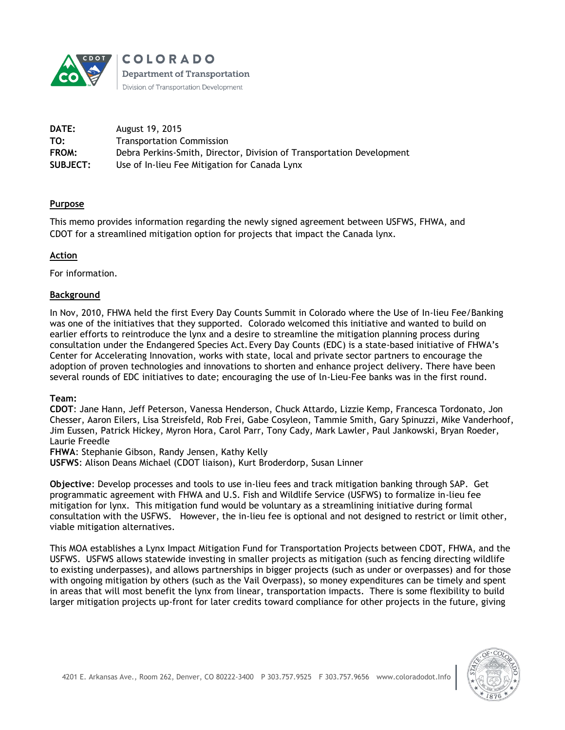**COLORADO**
**Department of Transportation**
Division of Transportation Development

| | |
|---|---|
| **DATE:** | August 19, 2015 |
| **TO:** | Transportation Commission |
| **FROM:** | Debra Perkins-Smith, Director, Division of Transportation Development |
| **SUBJECT:** | Use of In-lieu Fee Mitigation for Canada Lynx |

**Purpose**

This memo provides information regarding the newly signed agreement between USFWS, FHWA, and CDOT for a streamlined mitigation option for projects that impact the Canada lynx.

**Action**

For information.

**Background**

In Nov, 2010, FHWA held the first Every Day Counts Summit in Colorado where the Use of In-lieu Fee/Banking was one of the initiatives that they supported. Colorado welcomed this initiative and wanted to build on earlier efforts to reintroduce the lynx and a desire to streamline the mitigation planning process during consultation under the Endangered Species Act. Every Day Counts (EDC) is a state-based initiative of FHWA's Center for Accelerating Innovation, works with state, local and private sector partners to encourage the adoption of proven technologies and innovations to shorten and enhance project delivery. There have been several rounds of EDC initiatives to date; encouraging the use of In-Lieu-Fee banks was in the first round.

**Team:**
**CDOT**: Jane Hann, Jeff Peterson, Vanessa Henderson, Chuck Attardo, Lizzie Kemp, Francesca Tordonato, Jon Chesser, Aaron Eilers, Lisa Streisfeld, Rob Frei, Gabe Cosyleon, Tammie Smith, Gary Spinuzzi, Mike Vanderhoof, Jim Eussen, Patrick Hickey, Myron Hora, Carol Parr, Tony Cady, Mark Lawler, Paul Jankowski, Bryan Roeder, Laurie Freedle
**FHWA**: Stephanie Gibson, Randy Jensen, Kathy Kelly
**USFWS**: Alison Deans Michael (CDOT liaison), Kurt Broderdorp, Susan Linner

**Objective**: Develop processes and tools to use in-lieu fees and track mitigation banking through SAP. Get programmatic agreement with FHWA and U.S. Fish and Wildlife Service (USFWS) to formalize in-lieu fee mitigation for lynx. This mitigation fund would be voluntary as a streamlining initiative during formal consultation with the USFWS. However, the in-lieu fee is optional and not designed to restrict or limit other, viable mitigation alternatives.

This MOA establishes a Lynx Impact Mitigation Fund for Transportation Projects between CDOT, FHWA, and the USFWS. USFWS allows statewide investing in smaller projects as mitigation (such as fencing directing wildlife to existing underpasses), and allows partnerships in bigger projects (such as under or overpasses) and for those with ongoing mitigation by others (such as the Vail Overpass), so money expenditures can be timely and spent in areas that will most benefit the lynx from linear, transportation impacts. There is some flexibility to build larger mitigation projects up-front for later credits toward compliance for other projects in the future, giving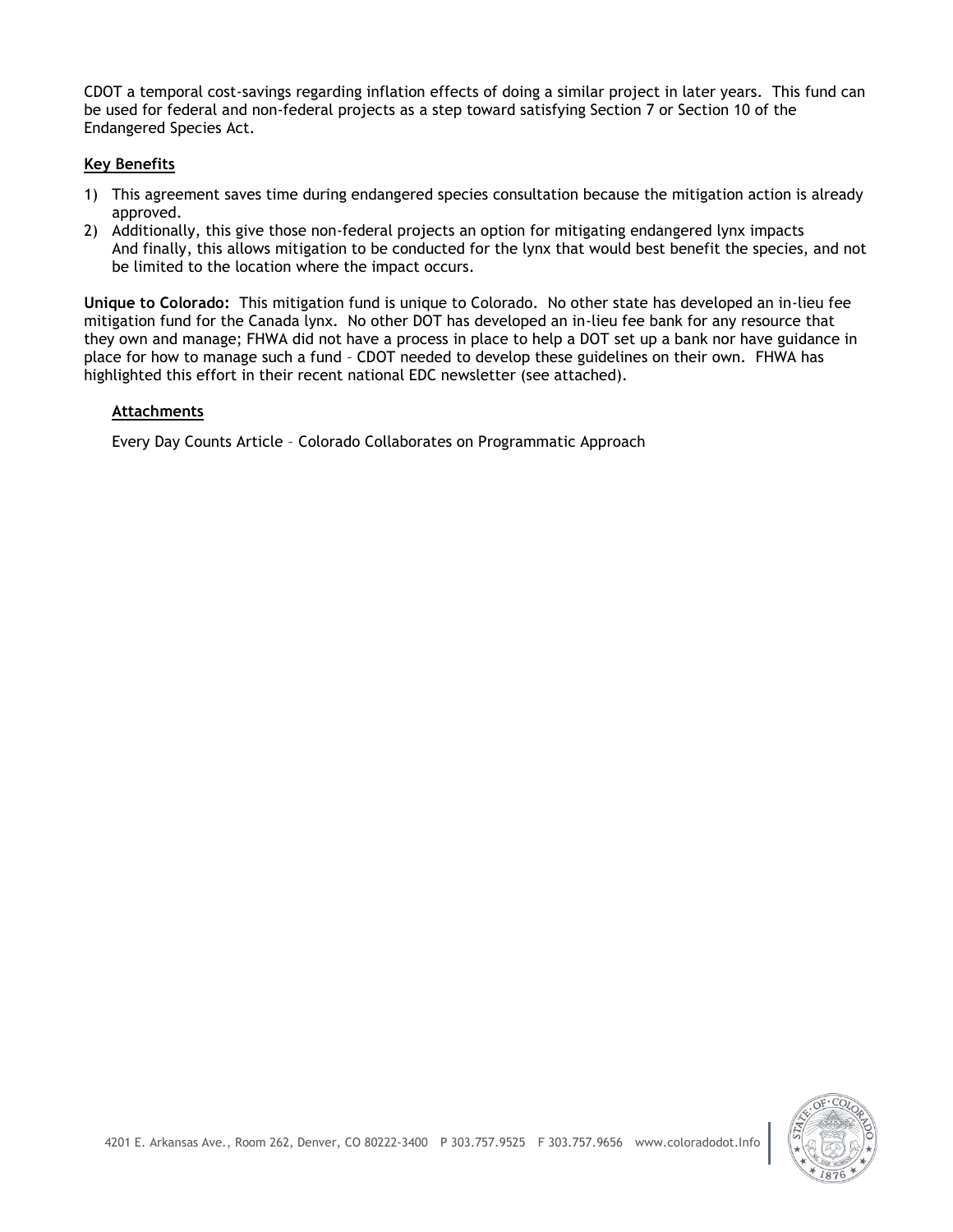CDOT a temporal cost-savings regarding inflation effects of doing a similar project in later years. This fund can be used for federal and non-federal projects as a step toward satisfying Section 7 or Section 10 of the Endangered Species Act.

**Key Benefits**

1) This agreement saves time during endangered species consultation because the mitigation action is already approved.
2) Additionally, this give those non-federal projects an option for mitigating endangered lynx impacts And finally, this allows mitigation to be conducted for the lynx that would best benefit the species, and not be limited to the location where the impact occurs.

**Unique to Colorado:** This mitigation fund is unique to Colorado. No other state has developed an in-lieu fee mitigation fund for the Canada lynx. No other DOT has developed an in-lieu fee bank for any resource that they own and manage; FHWA did not have a process in place to help a DOT set up a bank nor have guidance in place for how to manage such a fund – CDOT needed to develop these guidelines on their own. FHWA has highlighted this effort in their recent national EDC newsletter (see attached).

**Attachments**

Every Day Counts Article – Colorado Collaborates on Programmatic Approach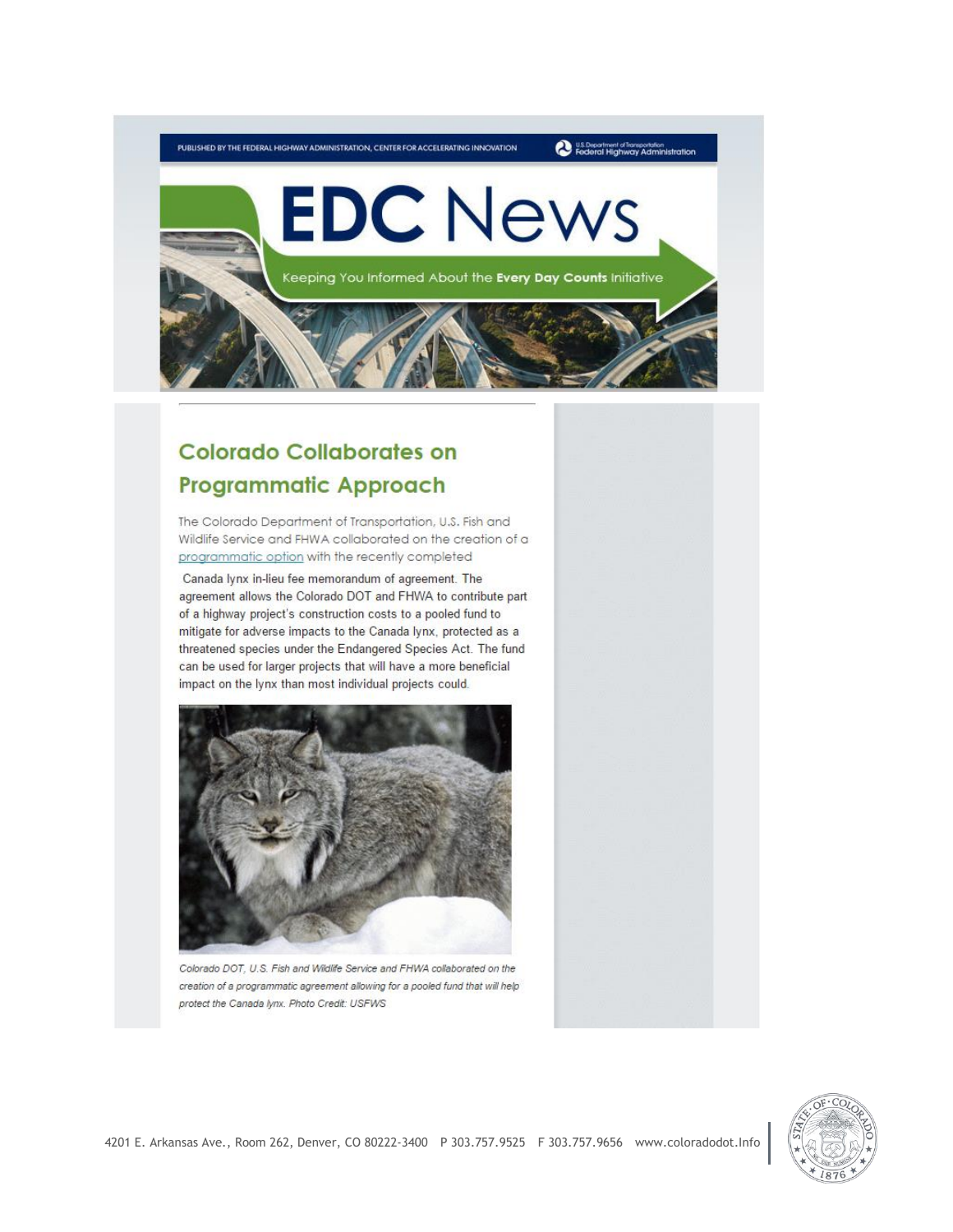PUBLISHED BY THE FEDERAL HIGHWAY ADMINISTRATION, CENTER FOR ACCELERATING INNOVATION

U.S. Department of Transportation Federal Highway Administration

# EDC News

Keeping You Informed About the **Every Day Counts** Initiative

## Colorado Collaborates on Programmatic Approach

The Colorado Department of Transportation, U.S. Fish and Wildlife Service and FHWA collaborated on the creation of a programmatic option with the recently completed Canada lynx in-lieu fee memorandum of agreement. The agreement allows the Colorado DOT and FHWA to contribute part of a highway project's construction costs to a pooled fund to mitigate for adverse impacts to the Canada lynx, protected as a threatened species under the Endangered Species Act. The fund can be used for larger projects that will have a more beneficial impact on the lynx than most individual projects could.

*Colorado DOT, U.S. Fish and Wildlife Service and FHWA collaborated on the creation of a programmatic agreement allowing for a pooled fund that will help protect the Canada lynx. Photo Credit: USFWS*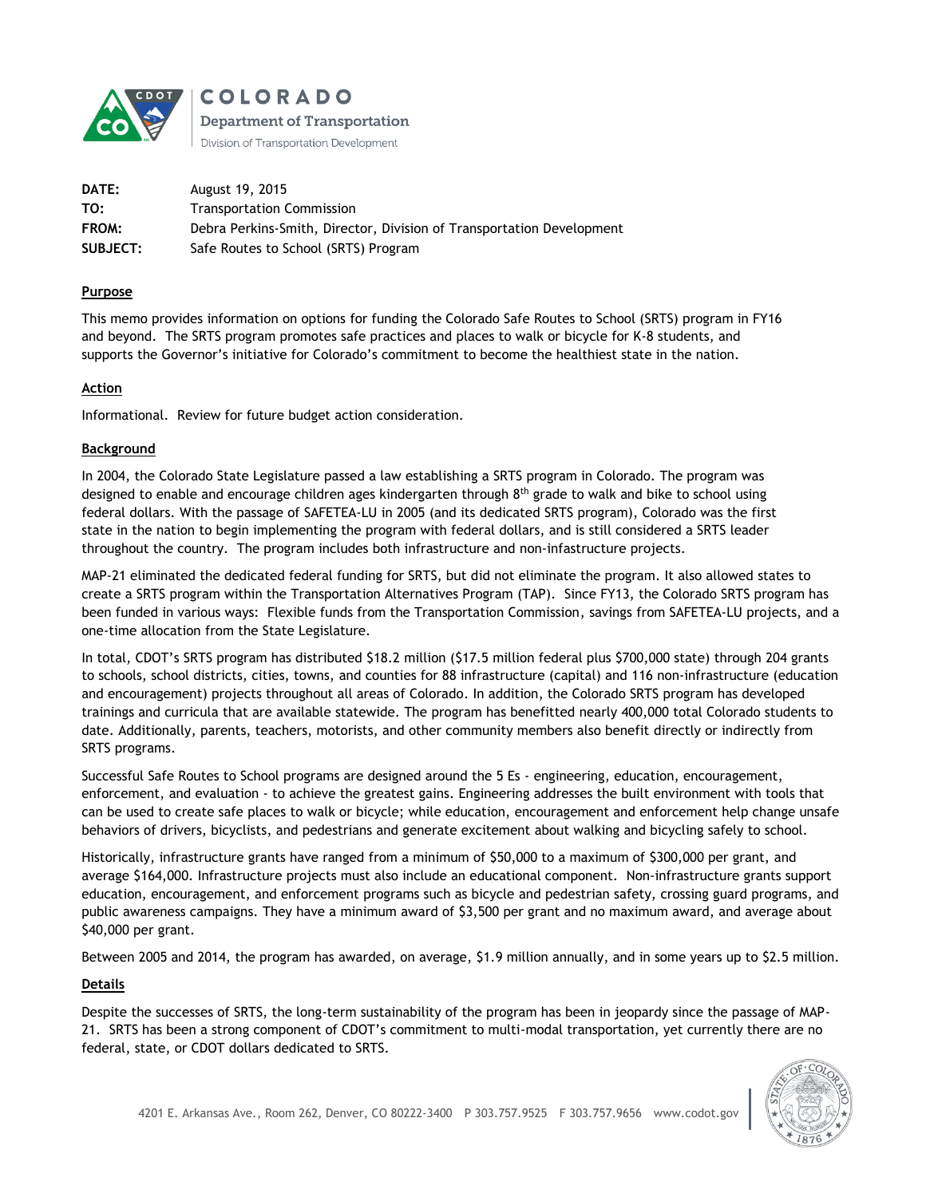COLORADO
Department of Transportation
Division of Transportation Development

| | |
|---|---|
| **DATE:** | August 19, 2015 |
| **TO:** | Transportation Commission |
| **FROM:** | Debra Perkins-Smith, Director, Division of Transportation Development |
| **SUBJECT:** | Safe Routes to School (SRTS) Program |

**Purpose**

This memo provides information on options for funding the Colorado Safe Routes to School (SRTS) program in FY16 and beyond. The SRTS program promotes safe practices and places to walk or bicycle for K-8 students, and supports the Governor's initiative for Colorado's commitment to become the healthiest state in the nation.

**Action**

Informational. Review for future budget action consideration.

**Background**

In 2004, the Colorado State Legislature passed a law establishing a SRTS program in Colorado. The program was designed to enable and encourage children ages kindergarten through 8th grade to walk and bike to school using federal dollars. With the passage of SAFETEA-LU in 2005 (and its dedicated SRTS program), Colorado was the first state in the nation to begin implementing the program with federal dollars, and is still considered a SRTS leader throughout the country. The program includes both infrastructure and non-infastructure projects.

MAP-21 eliminated the dedicated federal funding for SRTS, but did not eliminate the program. It also allowed states to create a SRTS program within the Transportation Alternatives Program (TAP). Since FY13, the Colorado SRTS program has been funded in various ways: Flexible funds from the Transportation Commission, savings from SAFETEA-LU projects, and a one-time allocation from the State Legislature.

In total, CDOT's SRTS program has distributed $18.2 million ($17.5 million federal plus $700,000 state) through 204 grants to schools, school districts, cities, towns, and counties for 88 infrastructure (capital) and 116 non-infrastructure (education and encouragement) projects throughout all areas of Colorado. In addition, the Colorado SRTS program has developed trainings and curricula that are available statewide. The program has benefitted nearly 400,000 total Colorado students to date. Additionally, parents, teachers, motorists, and other community members also benefit directly or indirectly from SRTS programs.

Successful Safe Routes to School programs are designed around the 5 Es - engineering, education, encouragement, enforcement, and evaluation - to achieve the greatest gains. Engineering addresses the built environment with tools that can be used to create safe places to walk or bicycle; while education, encouragement and enforcement help change unsafe behaviors of drivers, bicyclists, and pedestrians and generate excitement about walking and bicycling safely to school.

Historically, infrastructure grants have ranged from a minimum of $50,000 to a maximum of $300,000 per grant, and average $164,000. Infrastructure projects must also include an educational component. Non-infrastructure grants support education, encouragement, and enforcement programs such as bicycle and pedestrian safety, crossing guard programs, and public awareness campaigns. They have a minimum award of $3,500 per grant and no maximum award, and average about $40,000 per grant.

Between 2005 and 2014, the program has awarded, on average, $1.9 million annually, and in some years up to $2.5 million.

**Details**

Despite the successes of SRTS, the long-term sustainability of the program has been in jeopardy since the passage of MAP-21. SRTS has been a strong component of CDOT's commitment to multi-modal transportation, yet currently there are no federal, state, or CDOT dollars dedicated to SRTS.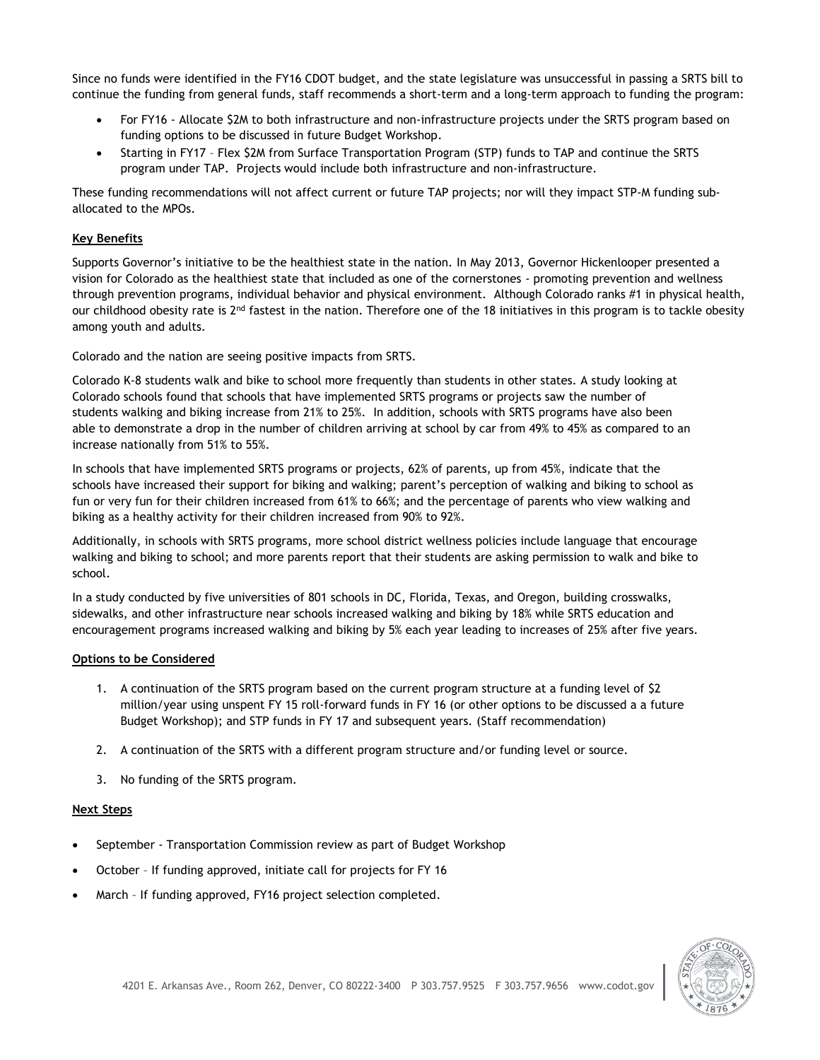Since no funds were identified in the FY16 CDOT budget, and the state legislature was unsuccessful in passing a SRTS bill to continue the funding from general funds, staff recommends a short-term and a long-term approach to funding the program:

- For FY16 - Allocate $2M to both infrastructure and non-infrastructure projects under the SRTS program based on funding options to be discussed in future Budget Workshop.
- Starting in FY17 – Flex $2M from Surface Transportation Program (STP) funds to TAP and continue the SRTS program under TAP. Projects would include both infrastructure and non-infrastructure.

These funding recommendations will not affect current or future TAP projects; nor will they impact STP-M funding sub-allocated to the MPOs.

**Key Benefits**

Supports Governor's initiative to be the healthiest state in the nation. In May 2013, Governor Hickenlooper presented a vision for Colorado as the healthiest state that included as one of the cornerstones - promoting prevention and wellness through prevention programs, individual behavior and physical environment. Although Colorado ranks #1 in physical health, our childhood obesity rate is 2nd fastest in the nation. Therefore one of the 18 initiatives in this program is to tackle obesity among youth and adults.

Colorado and the nation are seeing positive impacts from SRTS.

Colorado K-8 students walk and bike to school more frequently than students in other states. A study looking at Colorado schools found that schools that have implemented SRTS programs or projects saw the number of students walking and biking increase from 21% to 25%. In addition, schools with SRTS programs have also been able to demonstrate a drop in the number of children arriving at school by car from 49% to 45% as compared to an increase nationally from 51% to 55%.

In schools that have implemented SRTS programs or projects, 62% of parents, up from 45%, indicate that the schools have increased their support for biking and walking; parent's perception of walking and biking to school as fun or very fun for their children increased from 61% to 66%; and the percentage of parents who view walking and biking as a healthy activity for their children increased from 90% to 92%.

Additionally, in schools with SRTS programs, more school district wellness policies include language that encourage walking and biking to school; and more parents report that their students are asking permission to walk and bike to school.

In a study conducted by five universities of 801 schools in DC, Florida, Texas, and Oregon, building crosswalks, sidewalks, and other infrastructure near schools increased walking and biking by 18% while SRTS education and encouragement programs increased walking and biking by 5% each year leading to increases of 25% after five years.

**Options to be Considered**

1. A continuation of the SRTS program based on the current program structure at a funding level of $2 million/year using unspent FY 15 roll-forward funds in FY 16 (or other options to be discussed a a future Budget Workshop); and STP funds in FY 17 and subsequent years. (Staff recommendation)

2. A continuation of the SRTS with a different program structure and/or funding level or source.

3. No funding of the SRTS program.

**Next Steps**

- September - Transportation Commission review as part of Budget Workshop
- October – If funding approved, initiate call for projects for FY 16
- March – If funding approved, FY16 project selection completed.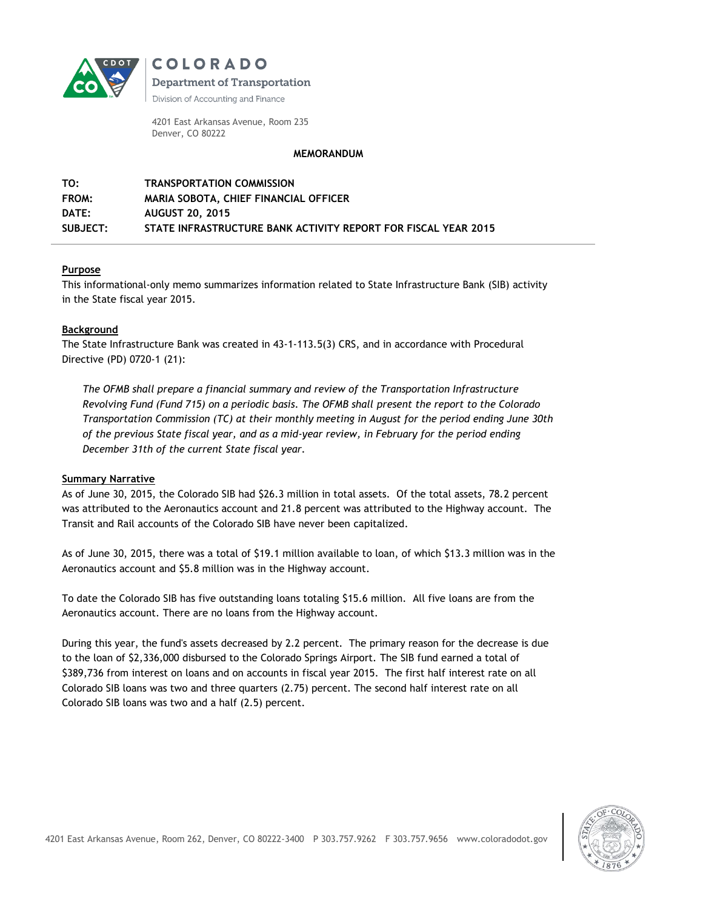COLORADO

Department of Transportation

Division of Accounting and Finance

4201 East Arkansas Avenue, Room 235
Denver, CO 80222

**MEMORANDUM**

| | |
|---|---|
| **TO:** | **TRANSPORTATION COMMISSION** |
| **FROM:** | **MARIA SOBOTA, CHIEF FINANCIAL OFFICER** |
| **DATE:** | **AUGUST 20, 2015** |
| **SUBJECT:** | **STATE INFRASTRUCTURE BANK ACTIVITY REPORT FOR FISCAL YEAR 2015** |

## Purpose

This informational-only memo summarizes information related to State Infrastructure Bank (SIB) activity in the State fiscal year 2015.

## Background

The State Infrastructure Bank was created in 43-1-113.5(3) CRS, and in accordance with Procedural Directive (PD) 0720-1 (21):

> *The OFMB shall prepare a financial summary and review of the Transportation Infrastructure Revolving Fund (Fund 715) on a periodic basis. The OFMB shall present the report to the Colorado Transportation Commission (TC) at their monthly meeting in August for the period ending June 30th of the previous State fiscal year, and as a mid-year review, in February for the period ending December 31th of the current State fiscal year.*

## Summary Narrative

As of June 30, 2015, the Colorado SIB had $26.3 million in total assets. Of the total assets, 78.2 percent was attributed to the Aeronautics account and 21.8 percent was attributed to the Highway account. The Transit and Rail accounts of the Colorado SIB have never been capitalized.

As of June 30, 2015, there was a total of $19.1 million available to loan, of which $13.3 million was in the Aeronautics account and $5.8 million was in the Highway account.

To date the Colorado SIB has five outstanding loans totaling $15.6 million. All five loans are from the Aeronautics account. There are no loans from the Highway account.

During this year, the fund's assets decreased by 2.2 percent. The primary reason for the decrease is due to the loan of $2,336,000 disbursed to the Colorado Springs Airport. The SIB fund earned a total of $389,736 from interest on loans and on accounts in fiscal year 2015. The first half interest rate on all Colorado SIB loans was two and three quarters (2.75) percent. The second half interest rate on all Colorado SIB loans was two and a half (2.5) percent.

4201 East Arkansas Avenue, Room 262, Denver, CO 80222-3400 P 303.757.9262 F 303.757.9656 www.coloradodot.gov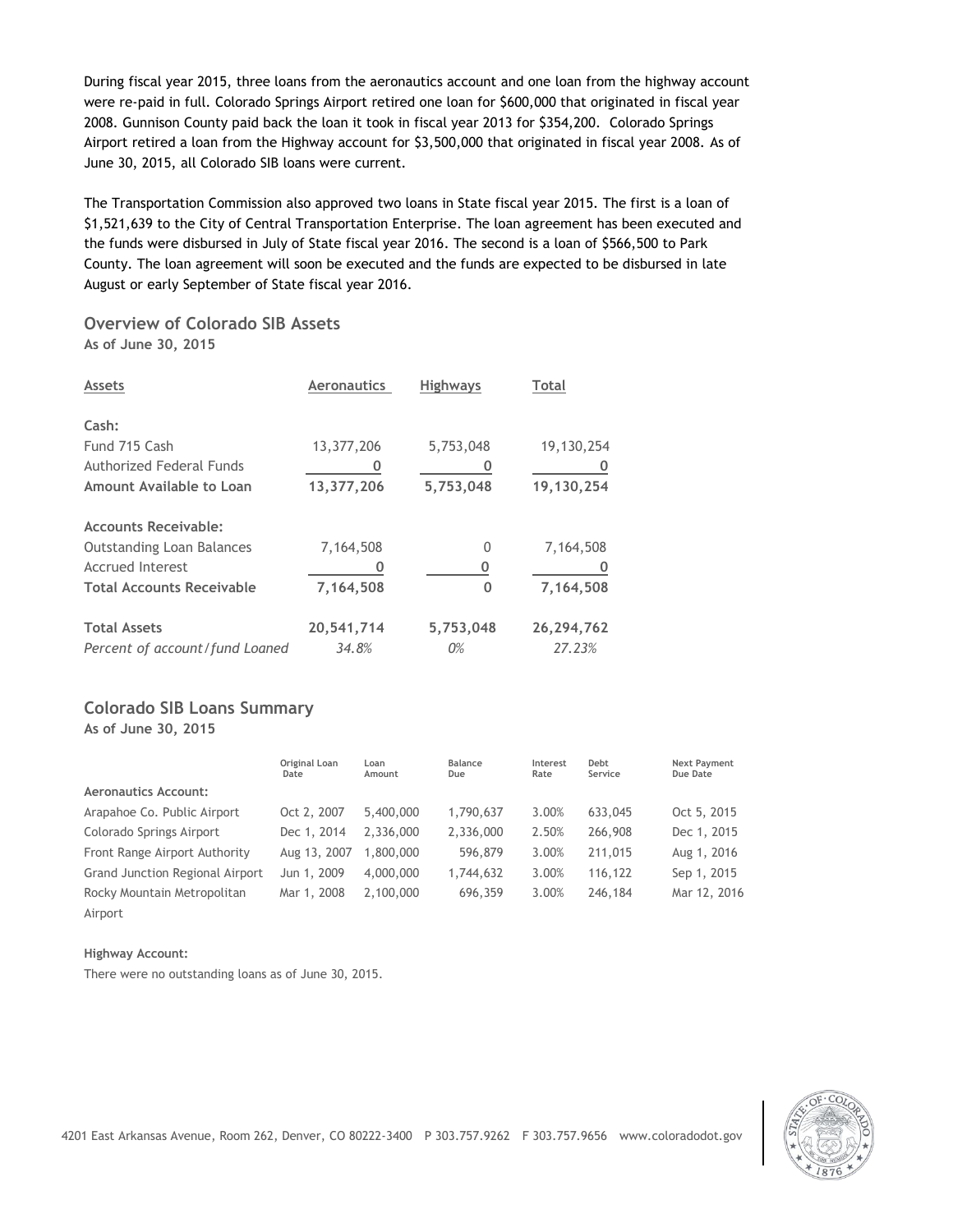During fiscal year 2015, three loans from the aeronautics account and one loan from the highway account were re-paid in full. Colorado Springs Airport retired one loan for $600,000 that originated in fiscal year 2008. Gunnison County paid back the loan it took in fiscal year 2013 for $354,200. Colorado Springs Airport retired a loan from the Highway account for $3,500,000 that originated in fiscal year 2008. As of June 30, 2015, all Colorado SIB loans were current.

The Transportation Commission also approved two loans in State fiscal year 2015. The first is a loan of $1,521,639 to the City of Central Transportation Enterprise. The loan agreement has been executed and the funds were disbursed in July of State fiscal year 2016. The second is a loan of $566,500 to Park County. The loan agreement will soon be executed and the funds are expected to be disbursed in late August or early September of State fiscal year 2016.

## Overview of Colorado SIB Assets

**As of June 30, 2015**

| Assets | Aeronautics | Highways | Total |
|---|---|---|---|
| **Cash:** | | | |
| Fund 715 Cash | 13,377,206 | 5,753,048 | 19,130,254 |
| Authorized Federal Funds | 0 | 0 | 0 |
| **Amount Available to Loan** | **13,377,206** | **5,753,048** | **19,130,254** |
| **Accounts Receivable:** | | | |
| Outstanding Loan Balances | 7,164,508 | 0 | 7,164,508 |
| Accrued Interest | 0 | 0 | 0 |
| **Total Accounts Receivable** | **7,164,508** | **0** | **7,164,508** |
| **Total Assets** | **20,541,714** | **5,753,048** | **26,294,762** |
| *Percent of account/fund Loaned* | *34.8%* | *0%* | *27.23%* |

## Colorado SIB Loans Summary

**As of June 30, 2015**

| | Original Loan Date | Loan Amount | Balance Due | Interest Rate | Debt Service | Next Payment Due Date |
|---|---|---|---|---|---|---|
| **Aeronautics Account:** | | | | | | |
| Arapahoe Co. Public Airport | Oct 2, 2007 | 5,400,000 | 1,790,637 | 3.00% | 633,045 | Oct 5, 2015 |
| Colorado Springs Airport | Dec 1, 2014 | 2,336,000 | 2,336,000 | 2.50% | 266,908 | Dec 1, 2015 |
| Front Range Airport Authority | Aug 13, 2007 | 1,800,000 | 596,879 | 3.00% | 211,015 | Aug 1, 2016 |
| Grand Junction Regional Airport | Jun 1, 2009 | 4,000,000 | 1,744,632 | 3.00% | 116,122 | Sep 1, 2015 |
| Rocky Mountain Metropolitan Airport | Mar 1, 2008 | 2,100,000 | 696,359 | 3.00% | 246,184 | Mar 12, 2016 |

**Highway Account:**

There were no outstanding loans as of June 30, 2015.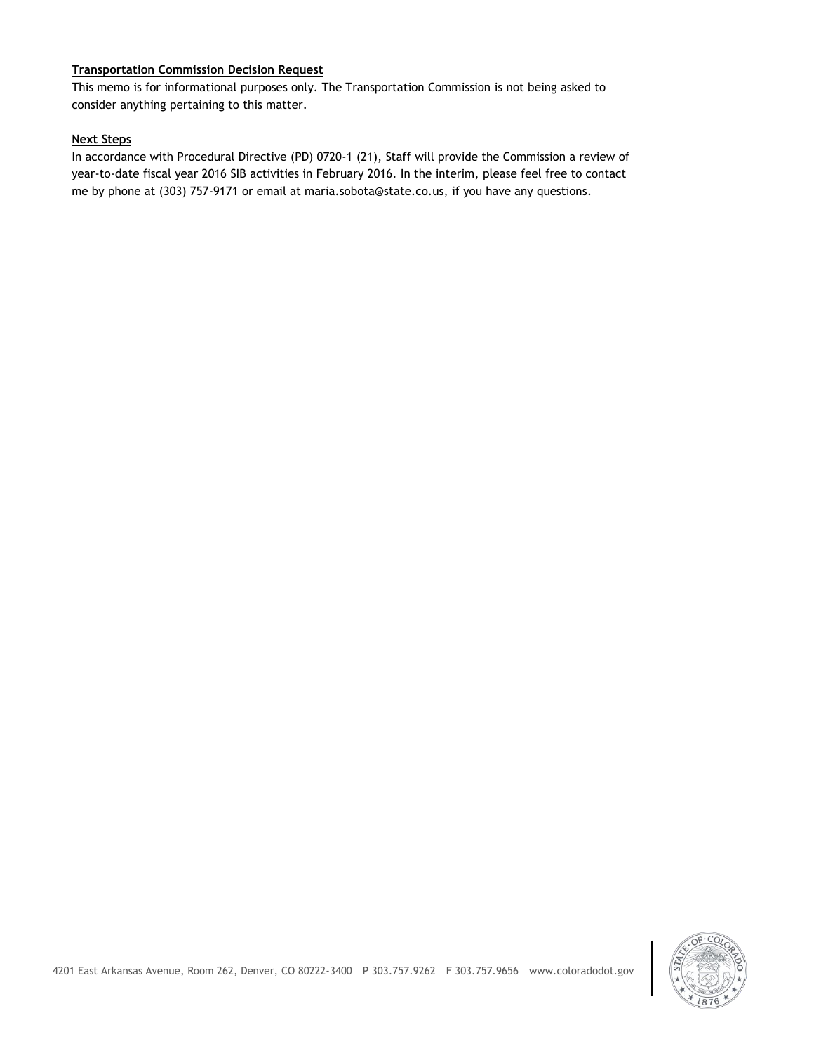**Transportation Commission Decision Request**

This memo is for informational purposes only. The Transportation Commission is not being asked to consider anything pertaining to this matter.

**Next Steps**

In accordance with Procedural Directive (PD) 0720-1 (21), Staff will provide the Commission a review of year-to-date fiscal year 2016 SIB activities in February 2016. In the interim, please feel free to contact me by phone at (303) 757-9171 or email at maria.sobota@state.co.us, if you have any questions.